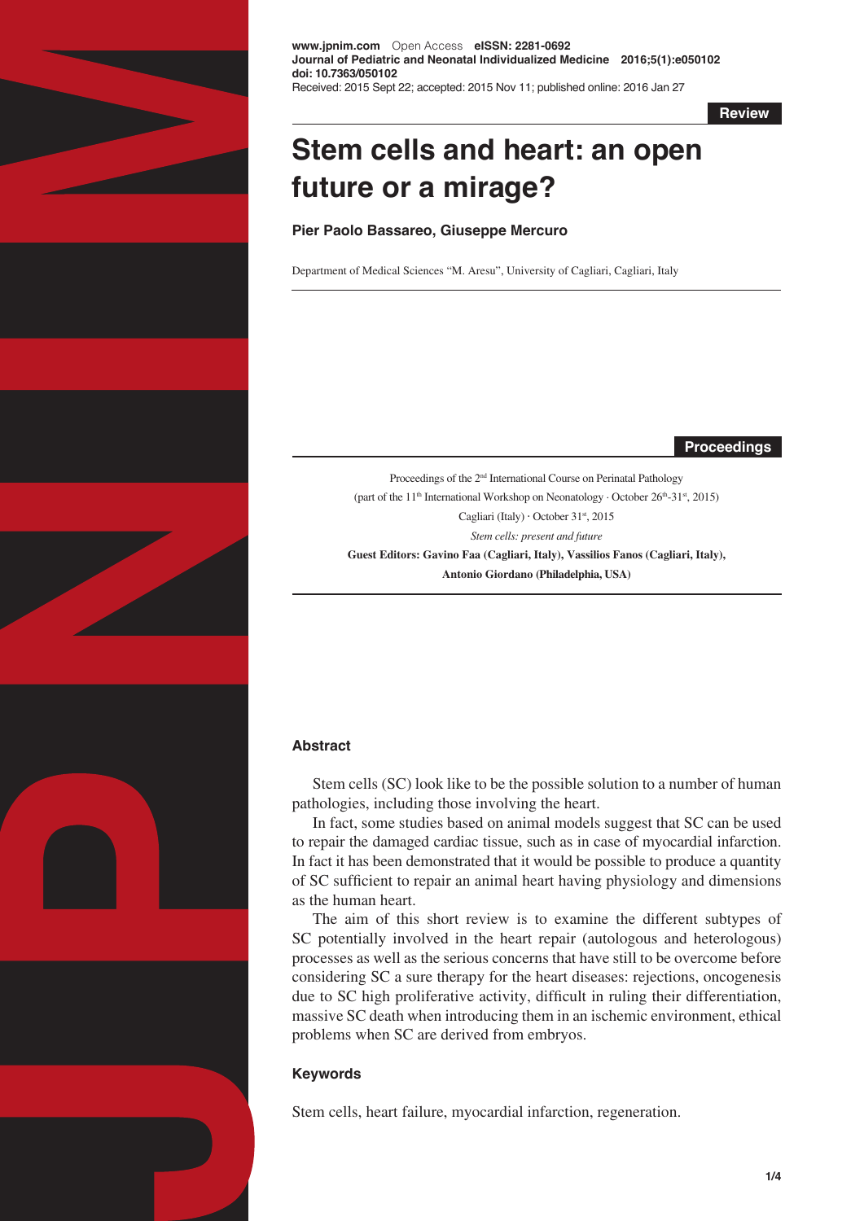www.jpnim.com Open Access eISSN: 2281-0692
Journal of Pediatric and Neonatal Individualized Medicine 2016;5(1):e050102
doi: 10.7363/050102
Received: 2015 Sept 22; accepted: 2015 Nov 11; published online: 2016 Jan 27

**Review**

# Stem cells and heart: an open future or a mirage?

**Pier Paolo Bassareo, Giuseppe Mercuro**

Department of Medical Sciences "M. Aresu", University of Cagliari, Cagliari, Italy

**Proceedings**

Proceedings of the 2nd International Course on Perinatal Pathology
(part of the 11th International Workshop on Neonatology · October 26th-31st, 2015)
Cagliari (Italy) · October 31st, 2015
*Stem cells: present and future*
**Guest Editors: Gavino Faa (Cagliari, Italy), Vassilios Fanos (Cagliari, Italy), Antonio Giordano (Philadelphia, USA)**

## Abstract

Stem cells (SC) look like to be the possible solution to a number of human pathologies, including those involving the heart.

In fact, some studies based on animal models suggest that SC can be used to repair the damaged cardiac tissue, such as in case of myocardial infarction. In fact it has been demonstrated that it would be possible to produce a quantity of SC sufficient to repair an animal heart having physiology and dimensions as the human heart.

The aim of this short review is to examine the different subtypes of SC potentially involved in the heart repair (autologous and heterologous) processes as well as the serious concerns that have still to be overcome before considering SC a sure therapy for the heart diseases: rejections, oncogenesis due to SC high proliferative activity, difficult in ruling their differentiation, massive SC death when introducing them in an ischemic environment, ethical problems when SC are derived from embryos.

## Keywords

Stem cells, heart failure, myocardial infarction, regeneration.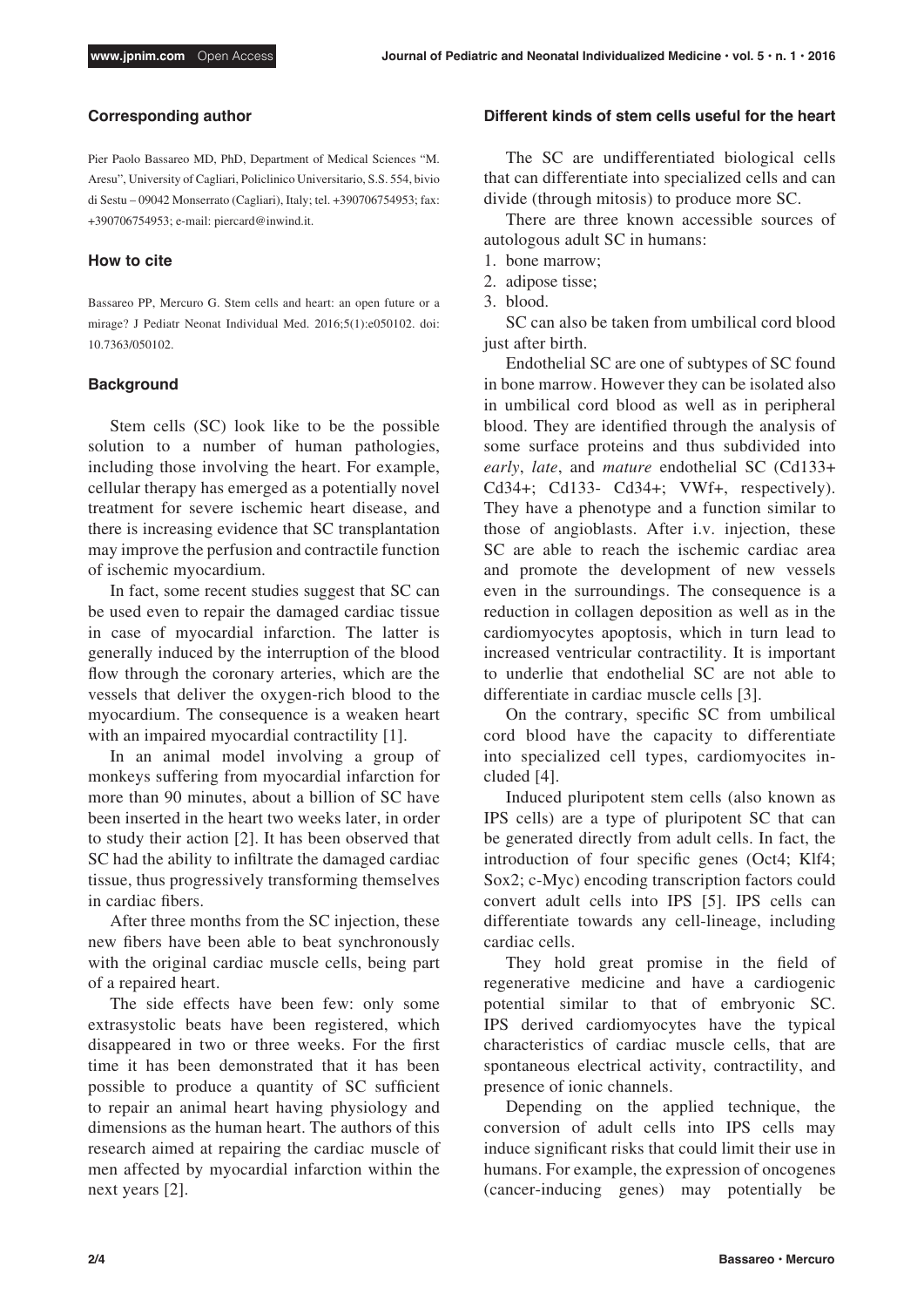### Corresponding author

Pier Paolo Bassareo MD, PhD, Department of Medical Sciences "M. Aresu", University of Cagliari, Policlinico Universitario, S.S. 554, bivio di Sestu – 09042 Monserrato (Cagliari), Italy; tel. +390706754953; fax: +390706754953; e-mail: piercard@inwind.it.

### How to cite

Bassareo PP, Mercuro G. Stem cells and heart: an open future or a mirage? J Pediatr Neonat Individual Med. 2016;5(1):e050102. doi: 10.7363/050102.

### Background

Stem cells (SC) look like to be the possible solution to a number of human pathologies, including those involving the heart. For example, cellular therapy has emerged as a potentially novel treatment for severe ischemic heart disease, and there is increasing evidence that SC transplantation may improve the perfusion and contractile function of ischemic myocardium.

In fact, some recent studies suggest that SC can be used even to repair the damaged cardiac tissue in case of myocardial infarction. The latter is generally induced by the interruption of the blood flow through the coronary arteries, which are the vessels that deliver the oxygen-rich blood to the myocardium. The consequence is a weaken heart with an impaired myocardial contractility [1].

In an animal model involving a group of monkeys suffering from myocardial infarction for more than 90 minutes, about a billion of SC have been inserted in the heart two weeks later, in order to study their action [2]. It has been observed that SC had the ability to infiltrate the damaged cardiac tissue, thus progressively transforming themselves in cardiac fibers.

After three months from the SC injection, these new fibers have been able to beat synchronously with the original cardiac muscle cells, being part of a repaired heart.

The side effects have been few: only some extrasystolic beats have been registered, which disappeared in two or three weeks. For the first time it has been demonstrated that it has been possible to produce a quantity of SC sufficient to repair an animal heart having physiology and dimensions as the human heart. The authors of this research aimed at repairing the cardiac muscle of men affected by myocardial infarction within the next years [2].

### Different kinds of stem cells useful for the heart

The SC are undifferentiated biological cells that can differentiate into specialized cells and can divide (through mitosis) to produce more SC.

There are three known accessible sources of autologous adult SC in humans:

1. bone marrow;
2. adipose tisse;
3. blood.

SC can also be taken from umbilical cord blood just after birth.

Endothelial SC are one of subtypes of SC found in bone marrow. However they can be isolated also in umbilical cord blood as well as in peripheral blood. They are identified through the analysis of some surface proteins and thus subdivided into *early*, *late*, and *mature* endothelial SC (Cd133+ Cd34+; Cd133- Cd34+; VWf+, respectively). They have a phenotype and a function similar to those of angioblasts. After i.v. injection, these SC are able to reach the ischemic cardiac area and promote the development of new vessels even in the surroundings. The consequence is a reduction in collagen deposition as well as in the cardiomyocytes apoptosis, which in turn lead to increased ventricular contractility. It is important to underlie that endothelial SC are not able to differentiate in cardiac muscle cells [3].

On the contrary, specific SC from umbilical cord blood have the capacity to differentiate into specialized cell types, cardiomyocites included [4].

Induced pluripotent stem cells (also known as IPS cells) are a type of pluripotent SC that can be generated directly from adult cells. In fact, the introduction of four specific genes (Oct4; Klf4; Sox2; c-Myc) encoding transcription factors could convert adult cells into IPS [5]. IPS cells can differentiate towards any cell-lineage, including cardiac cells.

They hold great promise in the field of regenerative medicine and have a cardiogenic potential similar to that of embryonic SC. IPS derived cardiomyocytes have the typical characteristics of cardiac muscle cells, that are spontaneous electrical activity, contractility, and presence of ionic channels.

Depending on the applied technique, the conversion of adult cells into IPS cells may induce significant risks that could limit their use in humans. For example, the expression of oncogenes (cancer-inducing genes) may potentially be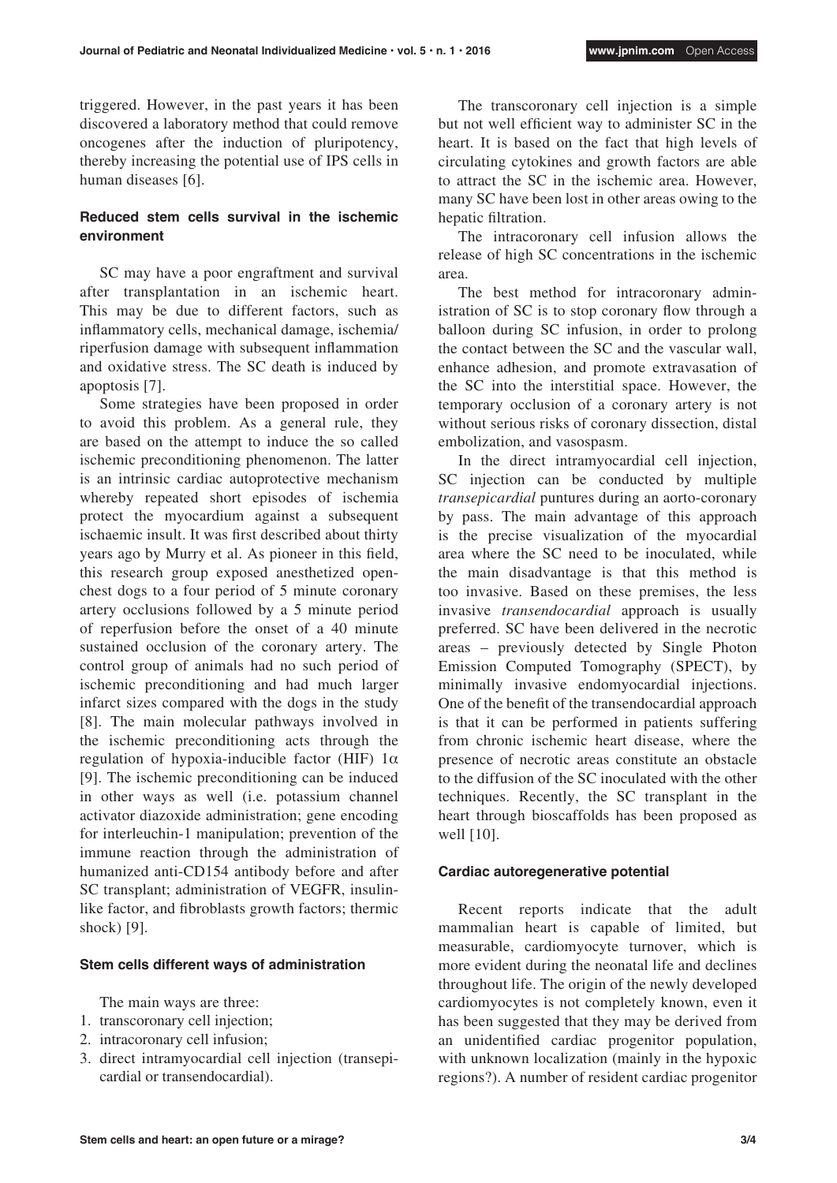triggered. However, in the past years it has been discovered a laboratory method that could remove oncogenes after the induction of pluripotency, thereby increasing the potential use of IPS cells in human diseases [6].

### Reduced stem cells survival in the ischemic environment

SC may have a poor engraftment and survival after transplantation in an ischemic heart. This may be due to different factors, such as inflammatory cells, mechanical damage, ischemia/riperfusion damage with subsequent inflammation and oxidative stress. The SC death is induced by apoptosis [7].

Some strategies have been proposed in order to avoid this problem. As a general rule, they are based on the attempt to induce the so called ischemic preconditioning phenomenon. The latter is an intrinsic cardiac autoprotective mechanism whereby repeated short episodes of ischemia protect the myocardium against a subsequent ischaemic insult. It was first described about thirty years ago by Murry et al. As pioneer in this field, this research group exposed anesthetized open-chest dogs to a four period of 5 minute coronary artery occlusions followed by a 5 minute period of reperfusion before the onset of a 40 minute sustained occlusion of the coronary artery. The control group of animals had no such period of ischemic preconditioning and had much larger infarct sizes compared with the dogs in the study [8]. The main molecular pathways involved in the ischemic preconditioning acts through the regulation of hypoxia-inducible factor (HIF) $1\alpha$ [9]. The ischemic preconditioning can be induced in other ways as well (i.e. potassium channel activator diazoxide administration; gene encoding for interleuchin-1 manipulation; prevention of the immune reaction through the administration of humanized anti-CD154 antibody before and after SC transplant; administration of VEGFR, insulin-like factor, and fibroblasts growth factors; thermic shock) [9].

### Stem cells different ways of administration

The main ways are three:

1. transcoronary cell injection;
2. intracoronary cell infusion;
3. direct intramyocardial cell injection (transepicardial or transendocardial).

The transcoronary cell injection is a simple but not well efficient way to administer SC in the heart. It is based on the fact that high levels of circulating cytokines and growth factors are able to attract the SC in the ischemic area. However, many SC have been lost in other areas owing to the hepatic filtration.

The intracoronary cell infusion allows the release of high SC concentrations in the ischemic area.

The best method for intracoronary administration of SC is to stop coronary flow through a balloon during SC infusion, in order to prolong the contact between the SC and the vascular wall, enhance adhesion, and promote extravasation of the SC into the interstitial space. However, the temporary occlusion of a coronary artery is not without serious risks of coronary dissection, distal embolization, and vasospasm.

In the direct intramyocardial cell injection, SC injection can be conducted by multiple *transepicardial* puntures during an aorto-coronary by pass. The main advantage of this approach is the precise visualization of the myocardial area where the SC need to be inoculated, while the main disadvantage is that this method is too invasive. Based on these premises, the less invasive *transendocardial* approach is usually preferred. SC have been delivered in the necrotic areas – previously detected by Single Photon Emission Computed Tomography (SPECT), by minimally invasive endomyocardial injections. One of the benefit of the transendocardial approach is that it can be performed in patients suffering from chronic ischemic heart disease, where the presence of necrotic areas constitute an obstacle to the diffusion of the SC inoculated with the other techniques. Recently, the SC transplant in the heart through bioscaffolds has been proposed as well [10].

### Cardiac autoregenerative potential

Recent reports indicate that the adult mammalian heart is capable of limited, but measurable, cardiomyocyte turnover, which is more evident during the neonatal life and declines throughout life. The origin of the newly developed cardiomyocytes is not completely known, even it has been suggested that they may be derived from an unidentified cardiac progenitor population, with unknown localization (mainly in the hypoxic regions?). A number of resident cardiac progenitor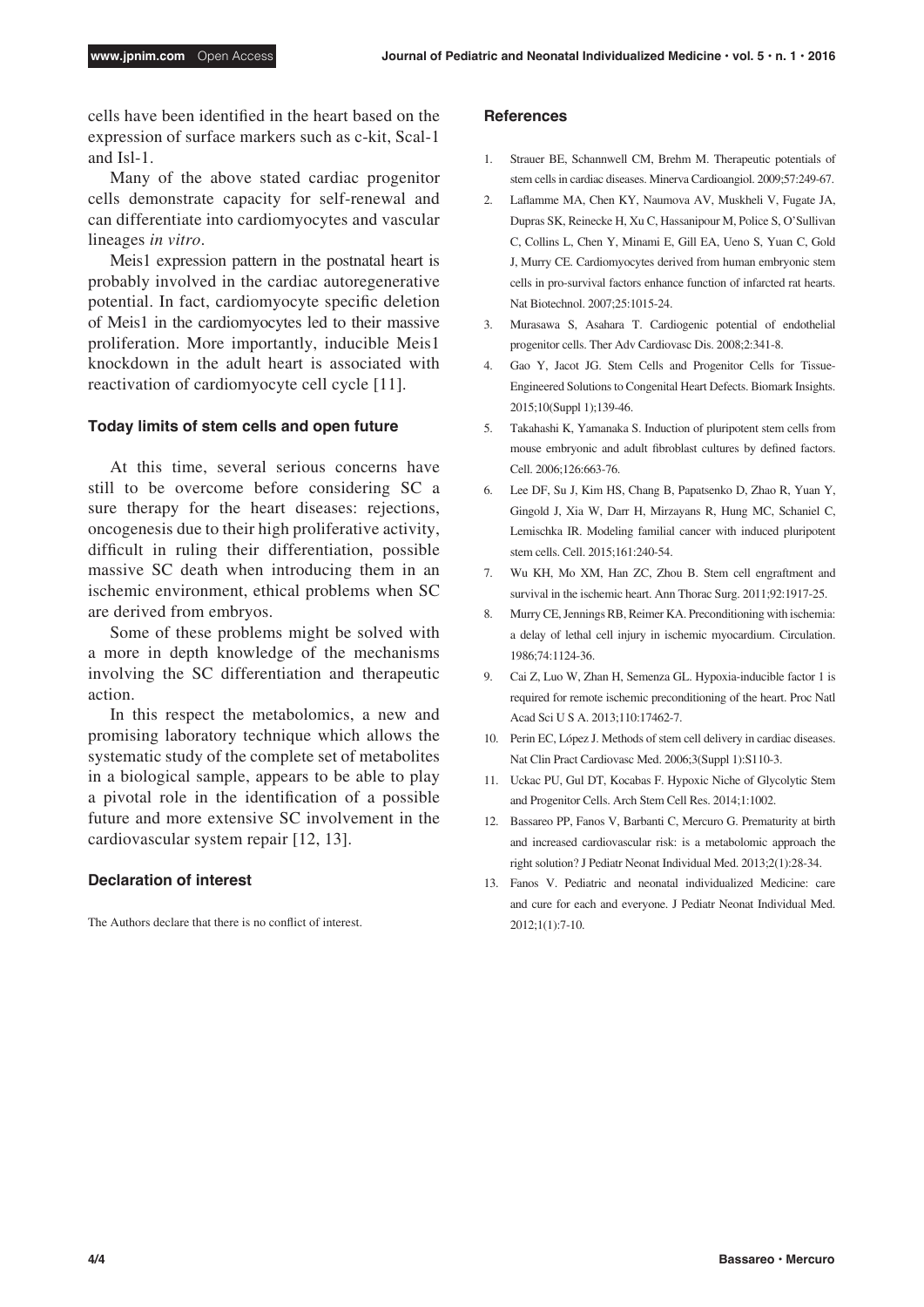cells have been identified in the heart based on the expression of surface markers such as c-kit, Scal-1 and Isl-1.

Many of the above stated cardiac progenitor cells demonstrate capacity for self-renewal and can differentiate into cardiomyocytes and vascular lineages *in vitro*.

Meis1 expression pattern in the postnatal heart is probably involved in the cardiac autoregenerative potential. In fact, cardiomyocyte specific deletion of Meis1 in the cardiomyocytes led to their massive proliferation. More importantly, inducible Meis1 knockdown in the adult heart is associated with reactivation of cardiomyocyte cell cycle [11].

## Today limits of stem cells and open future

At this time, several serious concerns have still to be overcome before considering SC a sure therapy for the heart diseases: rejections, oncogenesis due to their high proliferative activity, difficult in ruling their differentiation, possible massive SC death when introducing them in an ischemic environment, ethical problems when SC are derived from embryos.

Some of these problems might be solved with a more in depth knowledge of the mechanisms involving the SC differentiation and therapeutic action.

In this respect the metabolomics, a new and promising laboratory technique which allows the systematic study of the complete set of metabolites in a biological sample, appears to be able to play a pivotal role in the identification of a possible future and more extensive SC involvement in the cardiovascular system repair [12, 13].

## Declaration of interest

The Authors declare that there is no conflict of interest.

## References

1. Strauer BE, Schannwell CM, Brehm M. Therapeutic potentials of stem cells in cardiac diseases. Minerva Cardioangiol. 2009;57:249-67.
2. Laflamme MA, Chen KY, Naumova AV, Muskheli V, Fugate JA, Dupras SK, Reinecke H, Xu C, Hassanipour M, Police S, O'Sullivan C, Collins L, Chen Y, Minami E, Gill EA, Ueno S, Yuan C, Gold J, Murry CE. Cardiomyocytes derived from human embryonic stem cells in pro-survival factors enhance function of infarcted rat hearts. Nat Biotechnol. 2007;25:1015-24.
3. Murasawa S, Asahara T. Cardiogenic potential of endothelial progenitor cells. Ther Adv Cardiovasc Dis. 2008;2:341-8.
4. Gao Y, Jacot JG. Stem Cells and Progenitor Cells for Tissue-Engineered Solutions to Congenital Heart Defects. Biomark Insights. 2015;10(Suppl 1);139-46.
5. Takahashi K, Yamanaka S. Induction of pluripotent stem cells from mouse embryonic and adult fibroblast cultures by defined factors. Cell. 2006;126:663-76.
6. Lee DF, Su J, Kim HS, Chang B, Papatsenko D, Zhao R, Yuan Y, Gingold J, Xia W, Darr H, Mirzayans R, Hung MC, Schaniel C, Lemischka IR. Modeling familial cancer with induced pluripotent stem cells. Cell. 2015;161:240-54.
7. Wu KH, Mo XM, Han ZC, Zhou B. Stem cell engraftment and survival in the ischemic heart. Ann Thorac Surg. 2011;92:1917-25.
8. Murry CE, Jennings RB, Reimer KA. Preconditioning with ischemia: a delay of lethal cell injury in ischemic myocardium. Circulation. 1986;74:1124-36.
9. Cai Z, Luo W, Zhan H, Semenza GL. Hypoxia-inducible factor 1 is required for remote ischemic preconditioning of the heart. Proc Natl Acad Sci U S A. 2013;110:17462-7.
10. Perin EC, López J. Methods of stem cell delivery in cardiac diseases. Nat Clin Pract Cardiovasc Med. 2006;3(Suppl 1):S110-3.
11. Uckac PU, Gul DT, Kocabas F. Hypoxic Niche of Glycolytic Stem and Progenitor Cells. Arch Stem Cell Res. 2014;1:1002.
12. Bassareo PP, Fanos V, Barbanti C, Mercuro G. Prematurity at birth and increased cardiovascular risk: is a metabolomic approach the right solution? J Pediatr Neonat Individual Med. 2013;2(1):28-34.
13. Fanos V. Pediatric and neonatal individualized Medicine: care and cure for each and everyone. J Pediatr Neonat Individual Med. 2012;1(1):7-10.